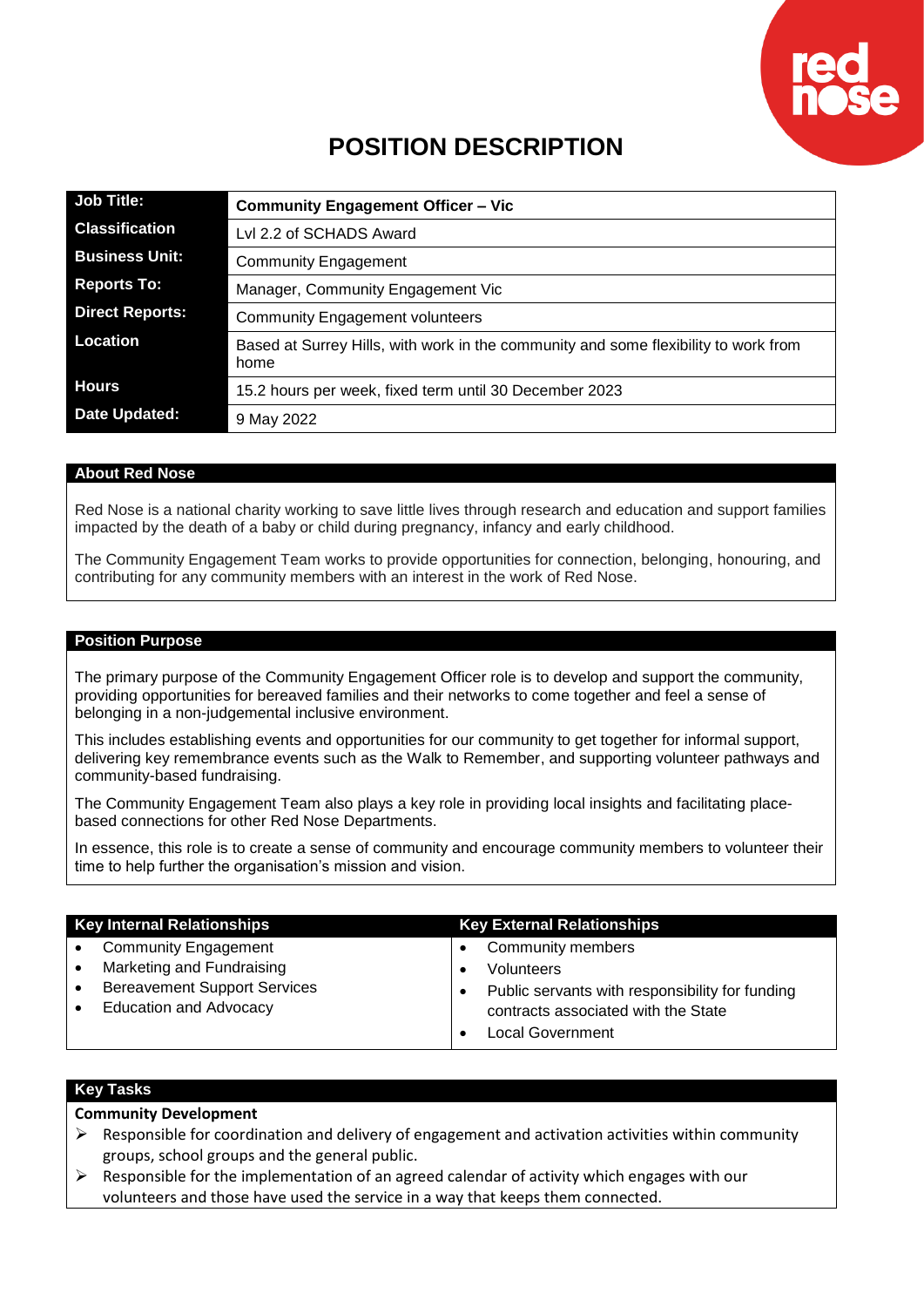# POSITION DESCRIPTION

| Job Title: | **Community Engagement Officer – Vic** |
|---|---|
| Classification | Lvl 2.2 of SCHADS Award |
| Business Unit: | Community Engagement |
| Reports To: | Manager, Community Engagement Vic |
| Direct Reports: | Community Engagement volunteers |
| Location | Based at Surrey Hills, with work in the community and some flexibility to work from home |
| Hours | 15.2 hours per week, fixed term until 30 December 2023 |
| Date Updated: | 9 May 2022 |

## About Red Nose

Red Nose is a national charity working to save little lives through research and education and support families impacted by the death of a baby or child during pregnancy, infancy and early childhood.

The Community Engagement Team works to provide opportunities for connection, belonging, honouring, and contributing for any community members with an interest in the work of Red Nose.

## Position Purpose

The primary purpose of the Community Engagement Officer role is to develop and support the community, providing opportunities for bereaved families and their networks to come together and feel a sense of belonging in a non-judgemental inclusive environment.

This includes establishing events and opportunities for our community to get together for informal support, delivering key remembrance events such as the Walk to Remember, and supporting volunteer pathways and community-based fundraising.

The Community Engagement Team also plays a key role in providing local insights and facilitating place-based connections for other Red Nose Departments.

In essence, this role is to create a sense of community and encourage community members to volunteer their time to help further the organisation's mission and vision.

| Key Internal Relationships | Key External Relationships |
|---|---|
| • Community Engagement<br>• Marketing and Fundraising<br>• Bereavement Support Services<br>• Education and Advocacy | • Community members<br>• Volunteers<br>• Public servants with responsibility for funding contracts associated with the State<br>• Local Government |

## Key Tasks

**Community Development**

- Responsible for coordination and delivery of engagement and activation activities within community groups, school groups and the general public.
- Responsible for the implementation of an agreed calendar of activity which engages with our volunteers and those have used the service in a way that keeps them connected.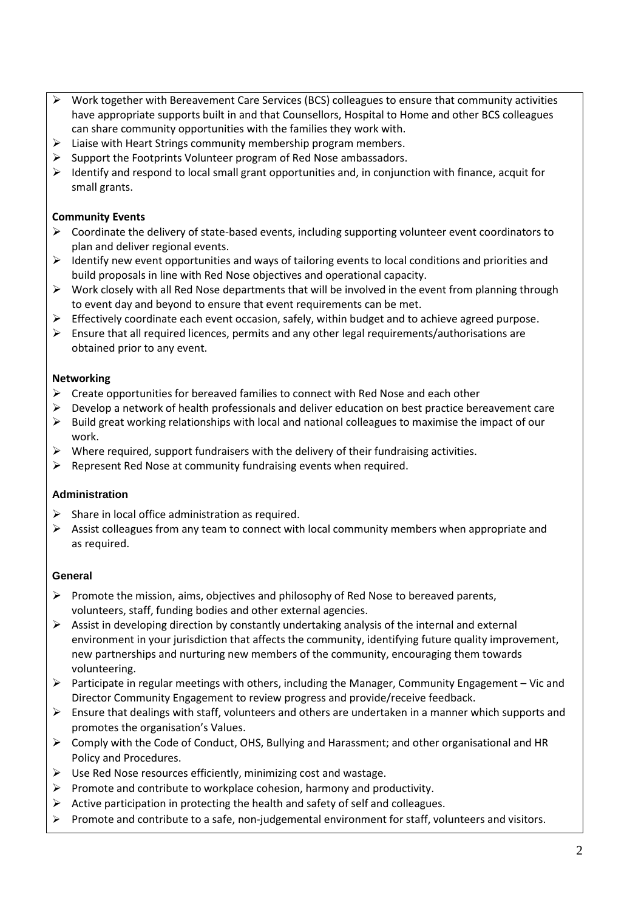- Work together with Bereavement Care Services (BCS) colleagues to ensure that community activities have appropriate supports built in and that Counsellors, Hospital to Home and other BCS colleagues can share community opportunities with the families they work with.
- Liaise with Heart Strings community membership program members.
- Support the Footprints Volunteer program of Red Nose ambassadors.
- Identify and respond to local small grant opportunities and, in conjunction with finance, acquit for small grants.

**Community Events**

- Coordinate the delivery of state-based events, including supporting volunteer event coordinators to plan and deliver regional events.
- Identify new event opportunities and ways of tailoring events to local conditions and priorities and build proposals in line with Red Nose objectives and operational capacity.
- Work closely with all Red Nose departments that will be involved in the event from planning through to event day and beyond to ensure that event requirements can be met.
- Effectively coordinate each event occasion, safely, within budget and to achieve agreed purpose.
- Ensure that all required licences, permits and any other legal requirements/authorisations are obtained prior to any event.

**Networking**

- Create opportunities for bereaved families to connect with Red Nose and each other
- Develop a network of health professionals and deliver education on best practice bereavement care
- Build great working relationships with local and national colleagues to maximise the impact of our work.
- Where required, support fundraisers with the delivery of their fundraising activities.
- Represent Red Nose at community fundraising events when required.

**Administration**

- Share in local office administration as required.
- Assist colleagues from any team to connect with local community members when appropriate and as required.

**General**

- Promote the mission, aims, objectives and philosophy of Red Nose to bereaved parents, volunteers, staff, funding bodies and other external agencies.
- Assist in developing direction by constantly undertaking analysis of the internal and external environment in your jurisdiction that affects the community, identifying future quality improvement, new partnerships and nurturing new members of the community, encouraging them towards volunteering.
- Participate in regular meetings with others, including the Manager, Community Engagement – Vic and Director Community Engagement to review progress and provide/receive feedback.
- Ensure that dealings with staff, volunteers and others are undertaken in a manner which supports and promotes the organisation's Values.
- Comply with the Code of Conduct, OHS, Bullying and Harassment; and other organisational and HR Policy and Procedures.
- Use Red Nose resources efficiently, minimizing cost and wastage.
- Promote and contribute to workplace cohesion, harmony and productivity.
- Active participation in protecting the health and safety of self and colleagues.
- Promote and contribute to a safe, non-judgemental environment for staff, volunteers and visitors.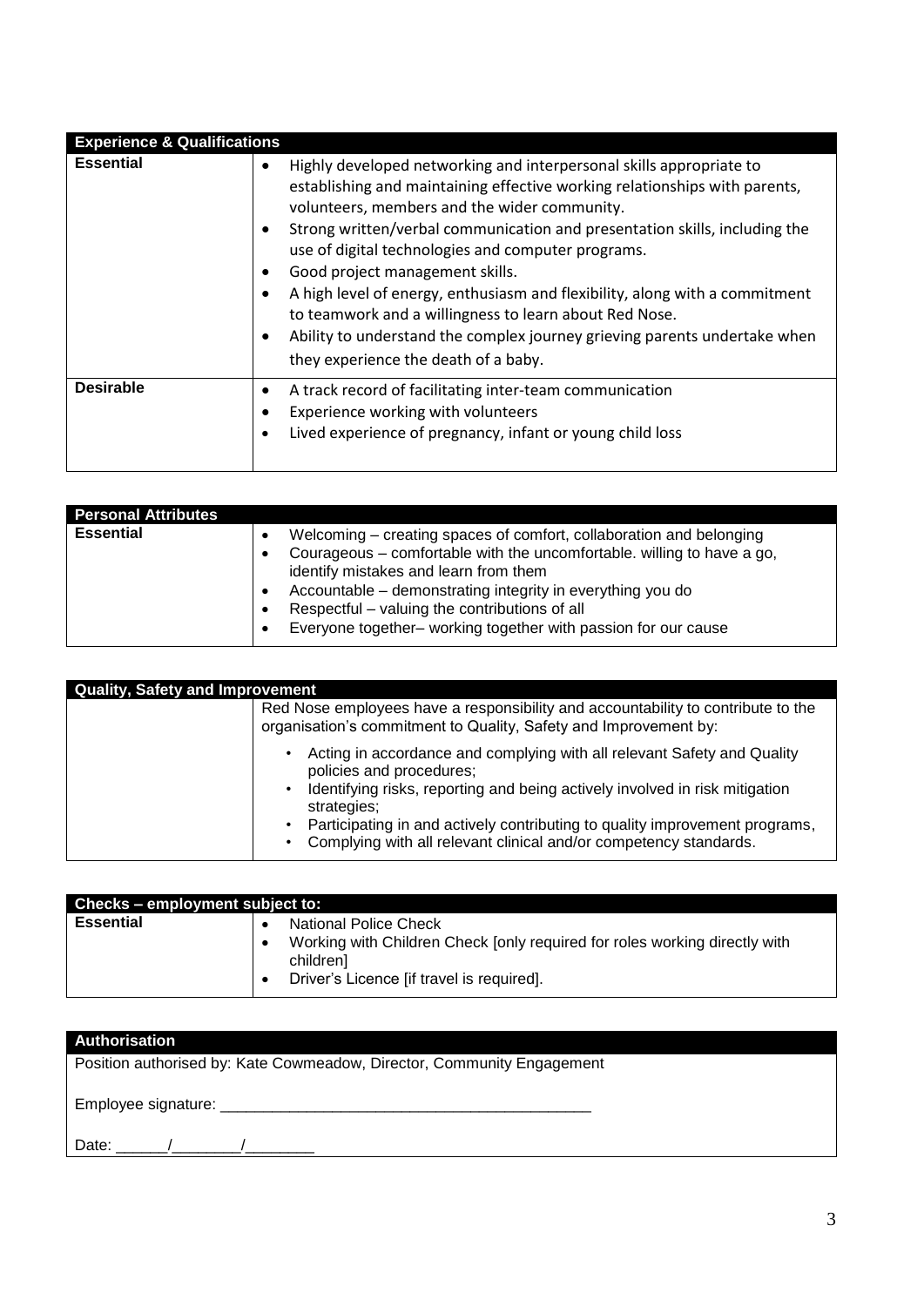| Experience & Qualifications | |
|---|---|
| **Essential** | • Highly developed networking and interpersonal skills appropriate to establishing and maintaining effective working relationships with parents, volunteers, members and the wider community.<br>• Strong written/verbal communication and presentation skills, including the use of digital technologies and computer programs.<br>• Good project management skills.<br>• A high level of energy, enthusiasm and flexibility, along with a commitment to teamwork and a willingness to learn about Red Nose.<br>• Ability to understand the complex journey grieving parents undertake when they experience the death of a baby. |
| **Desirable** | • A track record of facilitating inter-team communication<br>• Experience working with volunteers<br>• Lived experience of pregnancy, infant or young child loss |

| Personal Attributes | |
|---|---|
| **Essential** | • Welcoming – creating spaces of comfort, collaboration and belonging<br>• Courageous – comfortable with the uncomfortable. willing to have a go, identify mistakes and learn from them<br>• Accountable – demonstrating integrity in everything you do<br>• Respectful – valuing the contributions of all<br>• Everyone together– working together with passion for our cause |

| Quality, Safety and Improvement | |
|---|---|
| | Red Nose employees have a responsibility and accountability to contribute to the organisation's commitment to Quality, Safety and Improvement by:<br>• Acting in accordance and complying with all relevant Safety and Quality policies and procedures;<br>• Identifying risks, reporting and being actively involved in risk mitigation strategies;<br>• Participating in and actively contributing to quality improvement programs,<br>• Complying with all relevant clinical and/or competency standards. |

| Checks – employment subject to: | |
|---|---|
| **Essential** | • National Police Check<br>• Working with Children Check [only required for roles working directly with children]<br>• Driver's Licence [if travel is required]. |

| Authorisation |
|---|
| Position authorised by: Kate Cowmeadow, Director, Community Engagement<br><br>Employee signature: ____________________________________________<br><br>Date: ______/________/________ |